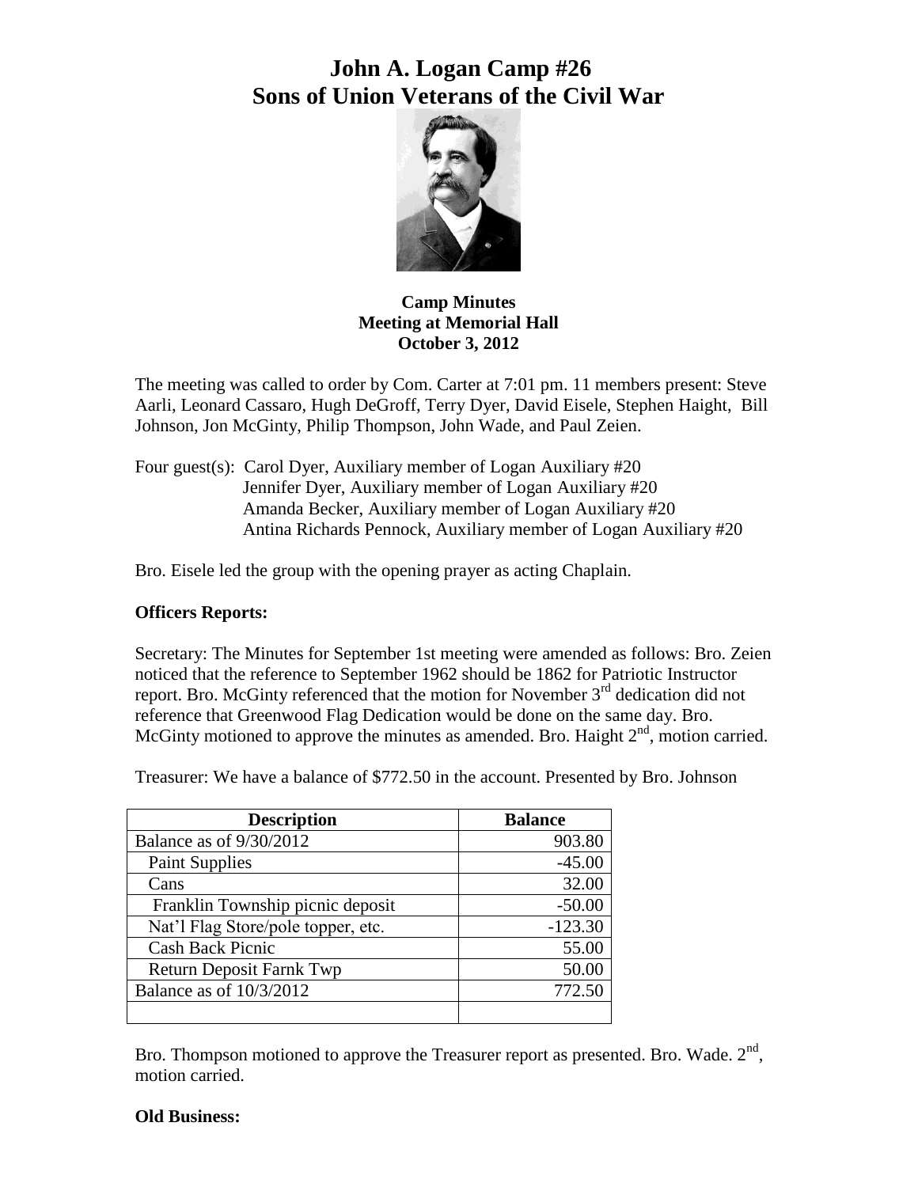# John A. Logan Camp #26
# Sons of Union Veterans of the Civil War

**Camp Minutes**
**Meeting at Memorial Hall**
**October 3, 2012**

The meeting was called to order by Com. Carter at 7:01 pm. 11 members present: Steve Aarli, Leonard Cassaro, Hugh DeGroff, Terry Dyer, David Eisele, Stephen Haight, Bill Johnson, Jon McGinty, Philip Thompson, John Wade, and Paul Zeien.

Four guest(s): Carol Dyer, Auxiliary member of Logan Auxiliary #20
Jennifer Dyer, Auxiliary member of Logan Auxiliary #20
Amanda Becker, Auxiliary member of Logan Auxiliary #20
Antina Richards Pennock, Auxiliary member of Logan Auxiliary #20

Bro. Eisele led the group with the opening prayer as acting Chaplain.

**Officers Reports:**

Secretary: The Minutes for September 1st meeting were amended as follows: Bro. Zeien noticed that the reference to September 1962 should be 1862 for Patriotic Instructor report. Bro. McGinty referenced that the motion for November 3rd dedication did not reference that Greenwood Flag Dedication would be done on the same day. Bro. McGinty motioned to approve the minutes as amended. Bro. Haight 2nd, motion carried.

Treasurer: We have a balance of $772.50 in the account. Presented by Bro. Johnson

| Description | Balance |
|---|---|
| Balance as of 9/30/2012 | 903.80 |
| Paint Supplies | -45.00 |
| Cans | 32.00 |
| Franklin Township picnic deposit | -50.00 |
| Nat'l Flag Store/pole topper, etc. | -123.30 |
| Cash Back Picnic | 55.00 |
| Return Deposit Farnk Twp | 50.00 |
| Balance as of 10/3/2012 | 772.50 |
| | |

Bro. Thompson motioned to approve the Treasurer report as presented. Bro. Wade. 2nd, motion carried.

**Old Business:**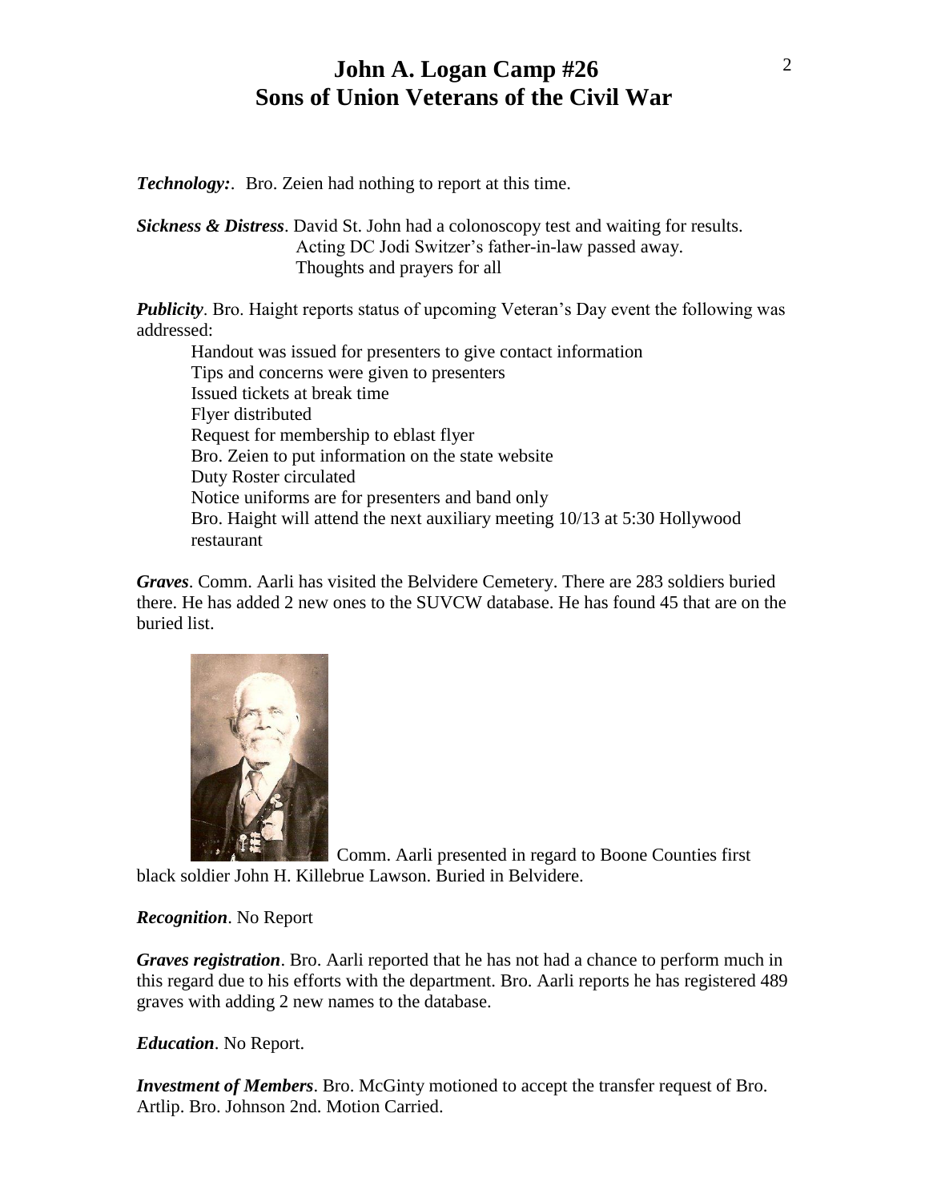# John A. Logan Camp #26
# Sons of Union Veterans of the Civil War

***Technology:***. Bro. Zeien had nothing to report at this time.

***Sickness & Distress***. David St. John had a colonoscopy test and waiting for results.
Acting DC Jodi Switzer's father-in-law passed away.
Thoughts and prayers for all

***Publicity***. Bro. Haight reports status of upcoming Veteran's Day event the following was addressed:

Handout was issued for presenters to give contact information
Tips and concerns were given to presenters
Issued tickets at break time
Flyer distributed
Request for membership to eblast flyer
Bro. Zeien to put information on the state website
Duty Roster circulated
Notice uniforms are for presenters and band only
Bro. Haight will attend the next auxiliary meeting 10/13 at 5:30 Hollywood restaurant

***Graves***. Comm. Aarli has visited the Belvidere Cemetery. There are 283 soldiers buried there. He has added 2 new ones to the SUVCW database. He has found 45 that are on the buried list.

Comm. Aarli presented in regard to Boone Counties first black soldier John H. Killebrue Lawson. Buried in Belvidere.

***Recognition***. No Report

***Graves registration***. Bro. Aarli reported that he has not had a chance to perform much in this regard due to his efforts with the department. Bro. Aarli reports he has registered 489 graves with adding 2 new names to the database.

***Education***. No Report.

***Investment of Members***. Bro. McGinty motioned to accept the transfer request of Bro. Artlip. Bro. Johnson 2nd. Motion Carried.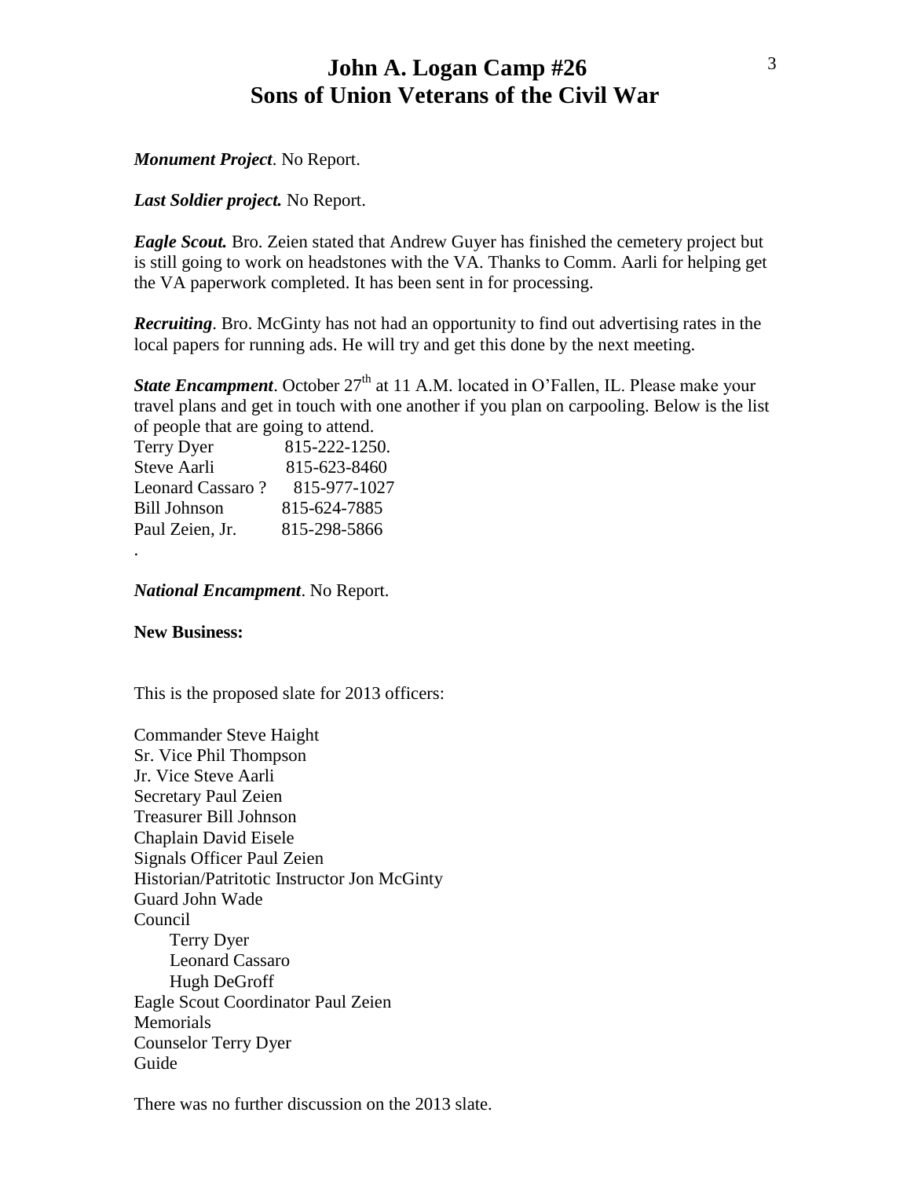# John A. Logan Camp #26
# Sons of Union Veterans of the Civil War

***Monument Project***. No Report.

***Last Soldier project.*** No Report.

***Eagle Scout.*** Bro. Zeien stated that Andrew Guyer has finished the cemetery project but is still going to work on headstones with the VA. Thanks to Comm. Aarli for helping get the VA paperwork completed. It has been sent in for processing.

***Recruiting***. Bro. McGinty has not had an opportunity to find out advertising rates in the local papers for running ads. He will try and get this done by the next meeting.

***State Encampment***. October 27th at 11 A.M. located in O'Fallen, IL. Please make your travel plans and get in touch with one another if you plan on carpooling. Below is the list of people that are going to attend.

Terry Dyer 815-222-1250.
Steve Aarli 815-623-8460
Leonard Cassaro ? 815-977-1027
Bill Johnson 815-624-7885
Paul Zeien, Jr. 815-298-5866
.

***National Encampment***. No Report.

**New Business:**

This is the proposed slate for 2013 officers:

Commander Steve Haight
Sr. Vice Phil Thompson
Jr. Vice Steve Aarli
Secretary Paul Zeien
Treasurer Bill Johnson
Chaplain David Eisele
Signals Officer Paul Zeien
Historian/Patritotic Instructor Jon McGinty
Guard John Wade
Council
  Terry Dyer
  Leonard Cassaro
  Hugh DeGroff
Eagle Scout Coordinator Paul Zeien
Memorials
Counselor Terry Dyer
Guide

There was no further discussion on the 2013 slate.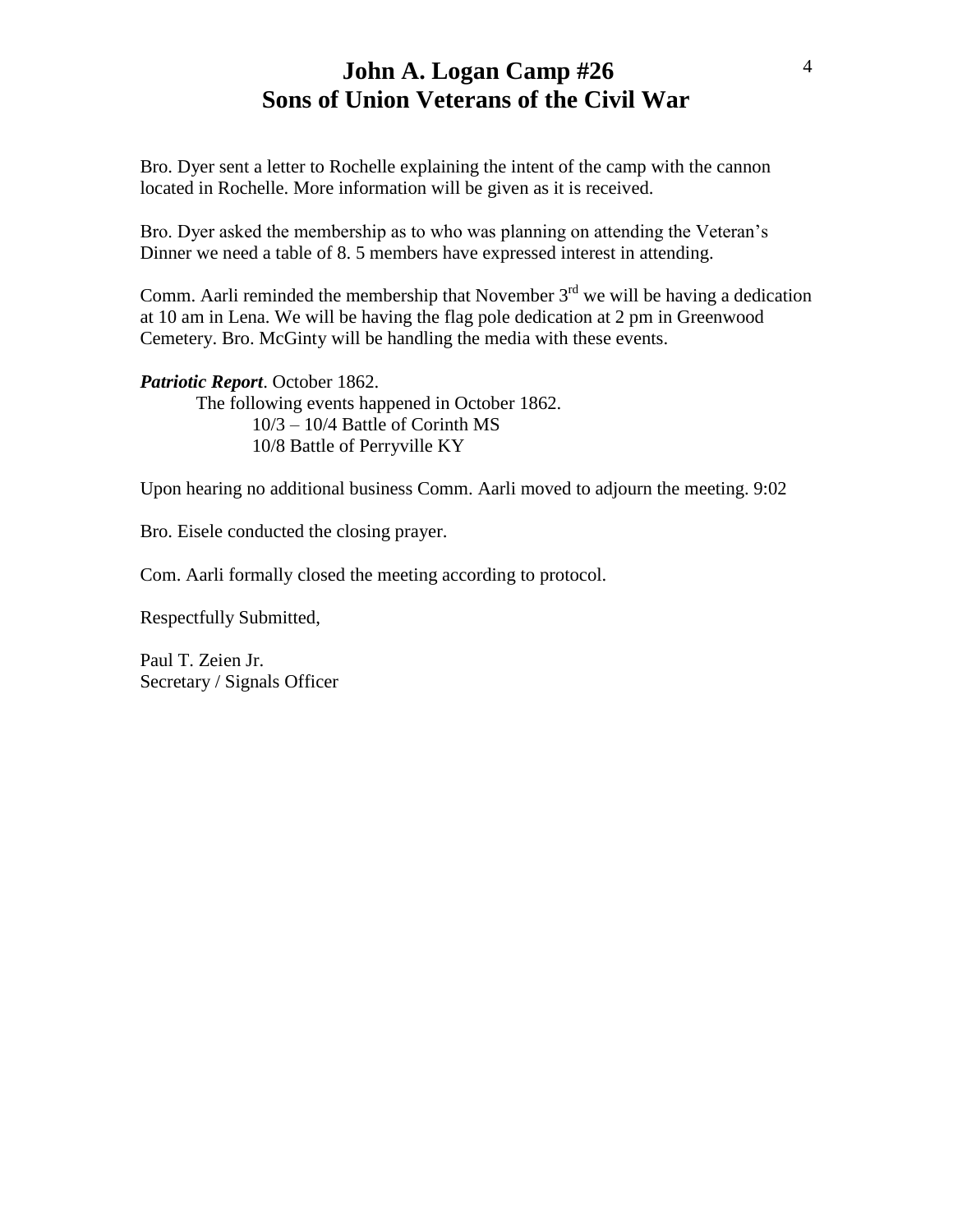# John A. Logan Camp #26
# Sons of Union Veterans of the Civil War

Bro. Dyer sent a letter to Rochelle explaining the intent of the camp with the cannon located in Rochelle. More information will be given as it is received.

Bro. Dyer asked the membership as to who was planning on attending the Veteran's Dinner we need a table of 8. 5 members have expressed interest in attending.

Comm. Aarli reminded the membership that November 3rd we will be having a dedication at 10 am in Lena. We will be having the flag pole dedication at 2 pm in Greenwood Cemetery. Bro. McGinty will be handling the media with these events.

***Patriotic Report***. October 1862.

The following events happened in October 1862.

10/3 – 10/4 Battle of Corinth MS

10/8 Battle of Perryville KY

Upon hearing no additional business Comm. Aarli moved to adjourn the meeting. 9:02

Bro. Eisele conducted the closing prayer.

Com. Aarli formally closed the meeting according to protocol.

Respectfully Submitted,

Paul T. Zeien Jr.
Secretary / Signals Officer